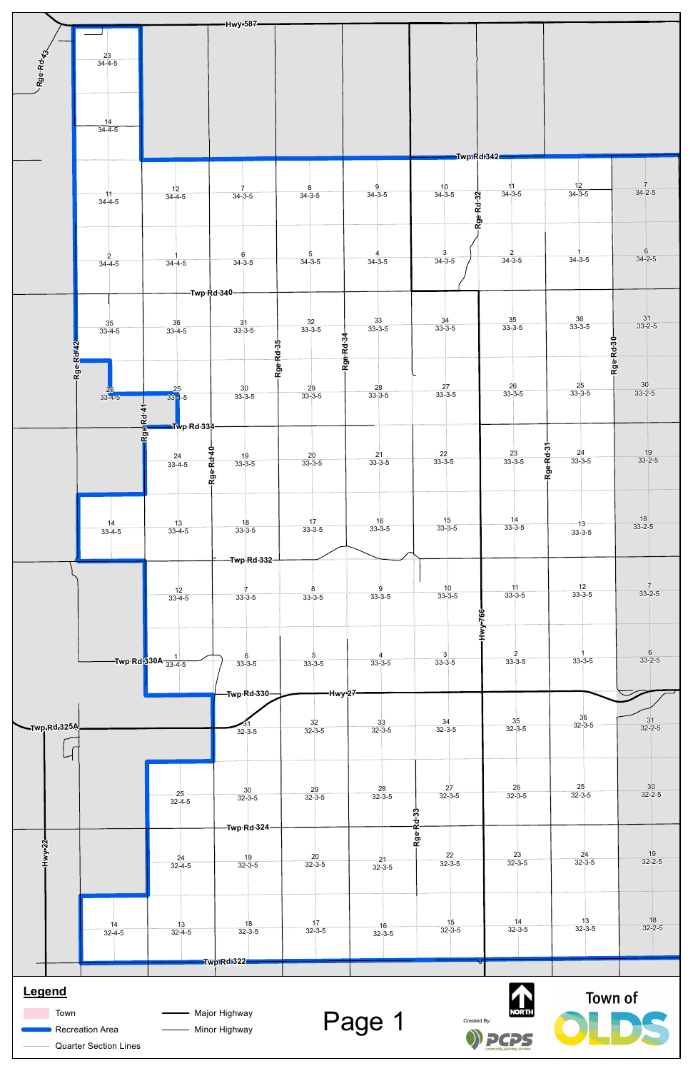Hwy 587

Rge Rd 43

23
34-4-5

14
34-4-5

Twp Rd 342

11
34-4-5

12
34-4-5

7
34-3-5

8
34-3-5

9
34-3-5

10
34-3-5

Rge Rd 32

11
34-3-5

12
34-3-5

7
34-2-5

2
34-4-5

1
34-4-5

6
34-3-5

5
34-3-5

4
34-3-5

3
34-3-5

2
34-3-5

1
34-3-5

6
34-2-5

Twp Rd 340

35
33-4-5

36
33-4-5

31
33-3-5

32
33-3-5

33
33-3-5

34
33-3-5

35
33-3-5

36
33-3-5

31
33-2-5

Rge Rd 42

Rge Rd 35

Rge Rd 34

Rge Rd 30

26
33-4-5

25
33-4-5

30
33-3-5

29
33-3-5

28
33-3-5

27
33-3-5

26
33-3-5

25
33-3-5

30
33-2-5

Rge Rd 41

Twp Rd 334

24
33-4-5

Rge Rd 40

19
33-3-5

20
33-3-5

21
33-3-5

22
33-3-5

23
33-3-5

Rge Rd 31

24
33-3-5

19
33-2-5

14
33-4-5

13
33-4-5

18
33-3-5

17
33-3-5

16
33-3-5

15
33-3-5

14
33-3-5

13
33-3-5

18
33-2-5

Twp Rd 332

12
33-4-5

7
33-3-5

8
33-3-5

9
33-3-5

10
33-3-5

Hwy 766

11
33-3-5

12
33-3-5

7
33-2-5

Twp Rd 330A

1
33-4-5

6
33-3-5

5
33-3-5

4
33-3-5

3
33-3-5

2
33-3-5

1
33-3-5

6
33-2-5

Twp Rd 330

Hwy 27

Twp Rd 325A

31
32-3-5

32
32-3-5

33
32-3-5

34
32-3-5

35
32-3-5

36
32-3-5

31
32-2-5

25
32-4-5

30
32-3-5

29
32-3-5

28
32-3-5

27
32-3-5

26
32-3-5

25
32-3-5

30
32-2-5

Twp Rd 324

Hwy 22

Rge Rd 33

24
32-4-5

19
32-3-5

20
32-3-5

21
32-3-5

22
32-3-5

23
32-3-5

24
32-3-5

19
32-2-5

14
32-4-5

13
32-4-5

18
32-3-5

17
32-3-5

16
32-3-5

15
32-3-5

14
32-3-5

13
32-3-5

18
32-2-5

Twp Rd 322

## Legend

Town

Recreation Area

Quarter Section Lines

Major Highway

Minor Highway

Page 1

NORTH

Created By:

PCPS community planning services

Town of OLDS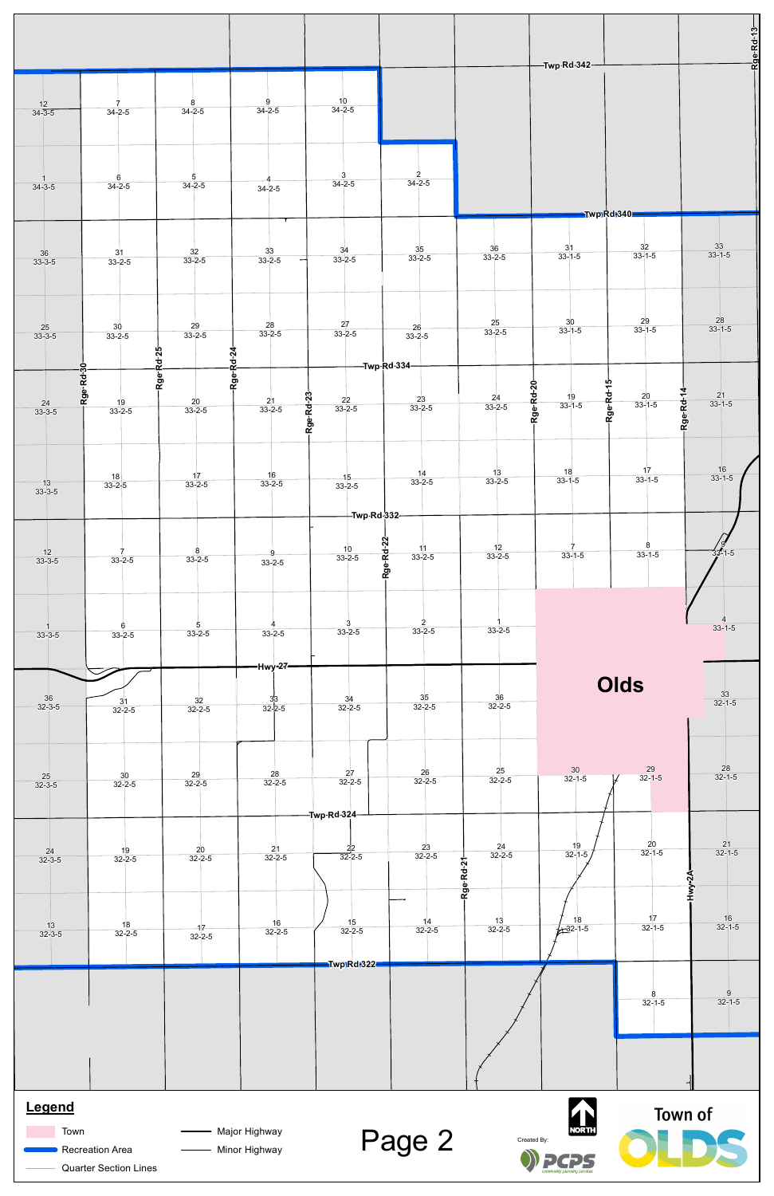Twp Rd 342

Rge Rd 13

12 34-3-5 | 7 34-2-5 | 8 34-2-5 | 9 34-2-5 | 10 34-2-5

1 34-3-5 | 6 34-2-5 | 5 34-2-5 | 4 34-2-5 | 3 34-2-5 | 2 34-2-5

Twp Rd 340

36 33-3-5 | 31 33-2-5 | 32 33-2-5 | 33 33-2-5 | 34 33-2-5 | 35 33-2-5 | 36 33-2-5 | 31 33-1-5 | 32 33-1-5 | 33 33-1-5

25 33-3-5 | 30 33-2-5 | 29 33-2-5 | 28 33-2-5 | 27 33-2-5 | 26 33-2-5 | 25 33-2-5 | 30 33-1-5 | 29 33-1-5 | 28 33-1-5

Twp Rd 334

Rge Rd 30 | Rge Rd 25 | Rge Rd 24 | Rge Rd 23 | Rge Rd 20 | Rge Rd 15 | Rge Rd 14

24 33-3-5 | 19 33-2-5 | 20 33-2-5 | 21 33-2-5 | 22 33-2-5 | 23 33-2-5 | 24 33-2-5 | 19 33-1-5 | 20 33-1-5 | 21 33-1-5

13 33-3-5 | 18 33-2-5 | 17 33-2-5 | 16 33-2-5 | 15 33-2-5 | 14 33-2-5 | 13 33-2-5 | 18 33-1-5 | 17 33-1-5 | 16 33-1-5

Twp Rd 332

Rge Rd 22

12 33-3-5 | 7 33-2-5 | 8 33-2-5 | 9 33-2-5 | 10 33-2-5 | 11 33-2-5 | 12 33-2-5 | 7 33-1-5 | 8 33-1-5 | 9 33-1-5

1 33-3-5 | 6 33-2-5 | 5 33-2-5 | 4 33-2-5 | 3 33-2-5 | 2 33-2-5 | 1 33-2-5 | 4 33-1-5

Hwy 27

Olds

36 32-3-5 | 31 32-2-5 | 32 32-2-5 | 33 32-2-5 | 34 32-2-5 | 35 32-2-5 | 36 32-2-5 | 33 32-1-5

25 32-3-5 | 30 32-2-5 | 29 32-2-5 | 28 32-2-5 | 27 32-2-5 | 26 32-2-5 | 25 32-2-5 | 30 32-1-5 | 29 32-1-5 | 28 32-1-5

Twp Rd 324

Rge Rd 21 | Hwy 2A

24 32-3-5 | 19 32-2-5 | 20 32-2-5 | 21 32-2-5 | 22 32-2-5 | 23 32-2-5 | 24 32-2-5 | 19 32-1-5 | 20 32-1-5 | 21 32-1-5

13 32-3-5 | 18 32-2-5 | 17 32-2-5 | 16 32-2-5 | 15 32-2-5 | 14 32-2-5 | 13 32-2-5 | 18 32-1-5 | 17 32-1-5 | 16 32-1-5

Twp Rd 322

8 32-1-5 | 9 32-1-5

## Legend

- Town
- Recreation Area
- Quarter Section Lines
- Major Highway
- Minor Highway

Page 2

NORTH

Created By: PCPS community planning services

Town of OLDS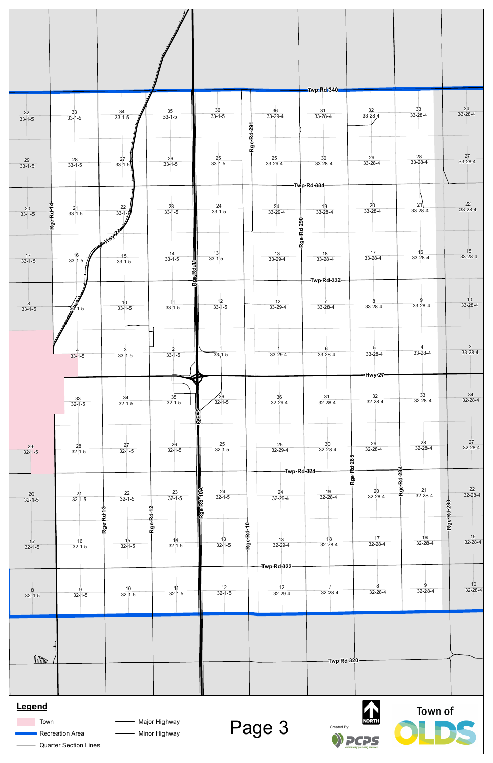Twp Rd 340

| | | | | | | | | | |
|---|---|---|---|---|---|---|---|---|---|
| 32 33-1-5 | 33 33-1-5 | 34 33-1-5 | 35 33-1-5 | 36 33-1-5 | 36 33-29-4 | 31 33-28-4 | 32 33-28-4 | 33 33-28-4 | 34 33-28-4 |
| 29 33-1-5 | 28 33-1-5 | 27 33-1-5 | 26 33-1-5 | 25 33-1-5 | 25 33-29-4 | 30 33-28-4 | 29 33-28-4 | 28 33-28-4 | 27 33-28-4 |

Twp Rd 334

| | | | | | | | | | |
|---|---|---|---|---|---|---|---|---|---|
| 20 33-1-5 | 21 33-1-5 | 22 33-1-5 | 23 33-1-5 | 24 33-1-5 | 24 33-29-4 | 19 33-28-4 | 20 33-28-4 | 21 33-28-4 | 22 33-28-4 |
| 17 33-1-5 | 16 33-1-5 | 15 33-1-5 | 14 33-1-5 | 13 33-1-5 | 13 33-29-4 | 18 33-28-4 | 17 33-28-4 | 16 33-28-4 | 15 33-28-4 |

Twp Rd 332

| | | | | | | | | | |
|---|---|---|---|---|---|---|---|---|---|
| 8 33-1-5 | 9 33-1-5 | 10 33-1-5 | 11 33-1-5 | 12 33-1-5 | 12 33-29-4 | 7 33-28-4 | 8 33-28-4 | 9 33-28-4 | 10 33-28-4 |
| | 4 33-1-5 | 3 33-1-5 | 2 33-1-5 | 1 33-1-5 | 1 33-29-4 | 6 33-28-4 | 5 33-28-4 | 4 33-28-4 | 3 33-28-4 |

Hwy 27

| | | | | | | | | | |
|---|---|---|---|---|---|---|---|---|---|
| | 33 32-1-5 | 34 32-1-5 | 35 32-1-5 | 36 32-1-5 | 36 32-29-4 | 31 32-28-4 | 32 32-28-4 | 33 32-28-4 | 34 32-28-4 |
| 29 32-1-5 | 28 32-1-5 | 27 32-1-5 | 26 32-1-5 | 25 32-1-5 | 25 32-29-4 | 30 32-28-4 | 29 32-28-4 | 28 32-28-4 | 27 32-28-4 |

Twp Rd 324

| | | | | | | | | | |
|---|---|---|---|---|---|---|---|---|---|
| 20 32-1-5 | 21 32-1-5 | 22 32-1-5 | 23 32-1-5 | 24 32-1-5 | 24 32-29-4 | 19 32-28-4 | 20 32-28-4 | 21 32-28-4 | 22 32-28-4 |
| 17 32-1-5 | 16 32-1-5 | 15 32-1-5 | 14 32-1-5 | 13 32-1-5 | 13 32-29-4 | 18 32-28-4 | 17 32-28-4 | 16 32-28-4 | 15 32-28-4 |

Twp Rd 322

| | | | | | | | | | |
|---|---|---|---|---|---|---|---|---|---|
| 8 32-1-5 | 9 32-1-5 | 10 32-1-5 | 11 32-1-5 | 12 32-1-5 | 12 32-29-4 | 7 32-28-4 | 8 32-28-4 | 9 32-28-4 | 10 32-28-4 |

Twp Rd 320

Roads: Rge Rd 14, Hwy 2A, Rge Rd 11, QE 2, Rge Rd 10A, Rge Rd 291, Rge Rd 290, Rge Rd 285, Rge Rd 284, Rge Rd 283, Rge Rd 13, Rge Rd 12, Rge Rd 10

## Legend

- Town
- Recreation Area
- Quarter Section Lines
- Major Highway
- Minor Highway

Page 3

NORTH

Created By: PCPS community planning services

Town of OLDS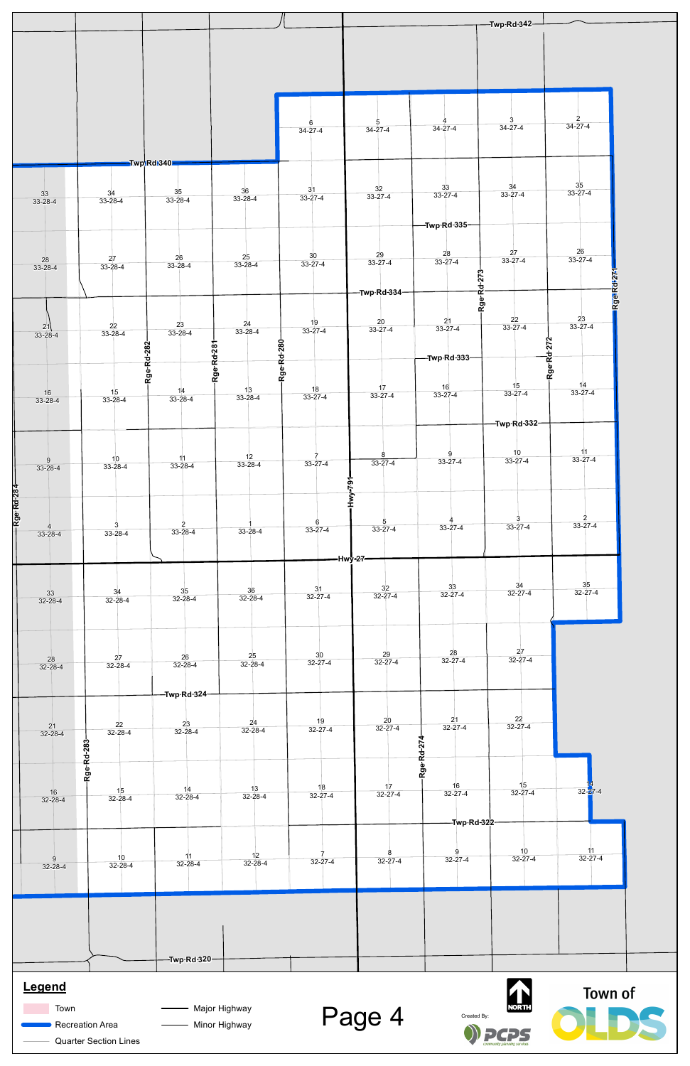Twp Rd 342

Twp Rd 340

Twp Rd 335

Twp Rd 334

Twp Rd 333

Twp Rd 332

Hwy 27

Twp Rd 324

Twp Rd 322

Twp Rd 320

Rge Rd 284

Rge Rd 283

Rge Rd 282

Rge Rd 281

Rge Rd 280

Hwy 791

Rge Rd 274

Rge Rd 273

Rge Rd 272

Rge Rd 271

6 34-27-4
5 34-27-4
4 34-27-4
3 34-27-4
2 34-27-4

33 33-28-4
34 33-28-4
35 33-28-4
36 33-28-4
31 33-27-4
32 33-27-4
33 33-27-4
34 33-27-4
35 33-27-4

28 33-28-4
27 33-28-4
26 33-28-4
25 33-28-4
30 33-27-4
29 33-27-4
28 33-27-4
27 33-27-4
26 33-27-4

21 33-28-4
22 33-28-4
23 33-28-4
24 33-28-4
19 33-27-4
20 33-27-4
21 33-27-4
22 33-27-4
23 33-27-4

16 33-28-4
15 33-28-4
14 33-28-4
13 33-28-4
18 33-27-4
17 33-27-4
16 33-27-4
15 33-27-4
14 33-27-4

9 33-28-4
10 33-28-4
11 33-28-4
12 33-28-4
7 33-27-4
8 33-27-4
9 33-27-4
10 33-27-4
11 33-27-4

4 33-28-4
3 33-28-4
2 33-28-4
1 33-28-4
6 33-27-4
5 33-27-4
4 33-27-4
3 33-27-4
2 33-27-4

33 32-28-4
34 32-28-4
35 32-28-4
36 32-28-4
31 32-27-4
32 32-27-4
33 32-27-4
34 32-27-4
35 32-27-4

28 32-28-4
27 32-28-4
26 32-28-4
25 32-28-4
30 32-27-4
29 32-27-4
28 32-27-4
27 32-27-4

21 32-28-4
22 32-28-4
23 32-28-4
24 32-28-4
19 32-27-4
20 32-27-4
21 32-27-4
22 32-27-4

16 32-28-4
15 32-28-4
14 32-28-4
13 32-28-4
18 32-27-4
17 32-27-4
16 32-27-4
15 32-27-4
14 32-27-4

9 32-28-4
10 32-28-4
11 32-28-4
12 32-28-4
7 32-27-4
8 32-27-4
9 32-27-4
10 32-27-4
11 32-27-4

## Legend

- Town
- Recreation Area
- Quarter Section Lines
- Major Highway
- Minor Highway

Page 4

NORTH

Created By: PCPS community planning services

Town of OLDS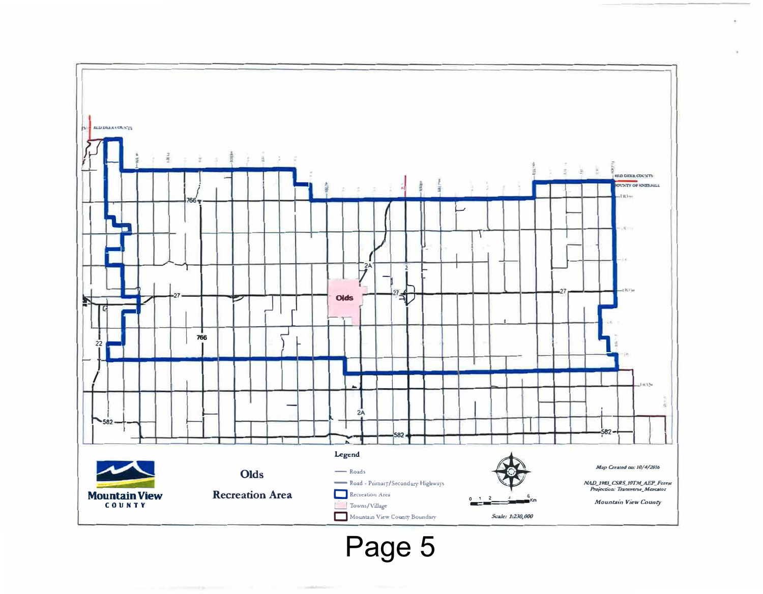RED DEER COUNTY

RED DEER COUNTY

COUNTY OF KNEEHILL

766

2A

2

Olds

27

27

27

22

766

2A

582

582

582

Mountain View COUNTY

Olds

Recreation Area

Legend

Roads

Road - Primary/Secondary Highways

Recreation Area

Towns/Village

Mountain View County Boundary

0 1 2 4 6 Km

*Scale: 1:230,000*

*Map Created on: 10/4/2016*

*NAD_1983_CSRS_10TM_AEP_Forest*
*Projection: Transverse_Mercator*

*Mountain View County*